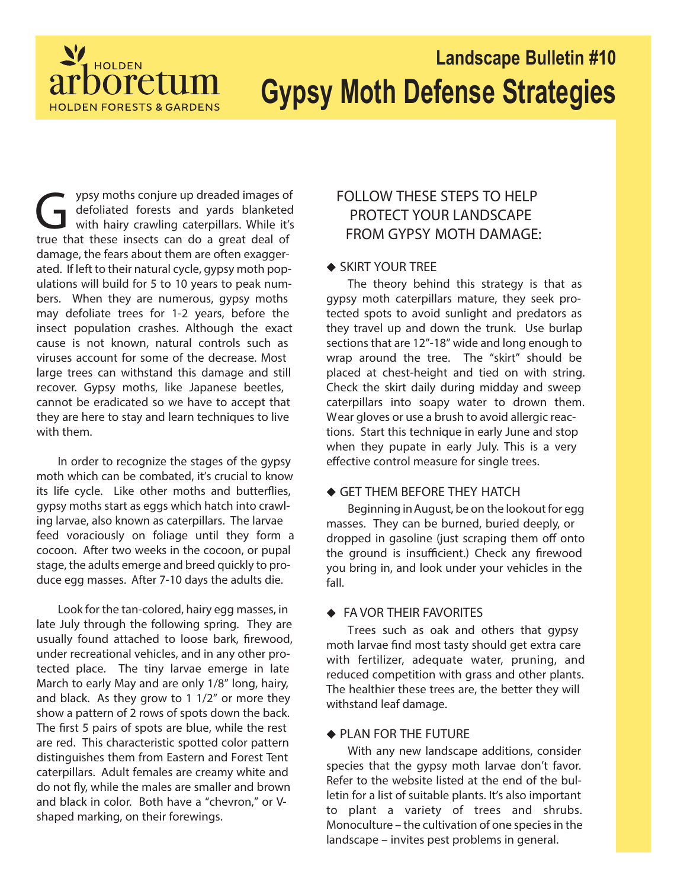HOLDEN arboretum HOLDEN FORESTS & GARDENS

## Landscape Bulletin #10

# Gypsy Moth Defense Strategies

Gypsy moths conjure up dreaded images of defoliated forests and yards blanketed with hairy crawling caterpillars. While it's true that these insects can do a great deal of damage, the fears about them are often exaggerated. If left to their natural cycle, gypsy moth populations will build for 5 to 10 years to peak numbers. When they are numerous, gypsy moths may defoliate trees for 1-2 years, before the insect population crashes. Although the exact cause is not known, natural controls such as viruses account for some of the decrease. Most large trees can withstand this damage and still recover. Gypsy moths, like Japanese beetles, cannot be eradicated so we have to accept that they are here to stay and learn techniques to live with them.

In order to recognize the stages of the gypsy moth which can be combated, it's crucial to know its life cycle. Like other moths and butterflies, gypsy moths start as eggs which hatch into crawling larvae, also known as caterpillars. The larvae feed voraciously on foliage until they form a cocoon. After two weeks in the cocoon, or pupal stage, the adults emerge and breed quickly to produce egg masses. After 7-10 days the adults die.

Look for the tan-colored, hairy egg masses, in late July through the following spring. They are usually found attached to loose bark, firewood, under recreational vehicles, and in any other protected place. The tiny larvae emerge in late March to early May and are only 1/8" long, hairy, and black. As they grow to 1 1/2" or more they show a pattern of 2 rows of spots down the back. The first 5 pairs of spots are blue, while the rest are red. This characteristic spotted color pattern distinguishes them from Eastern and Forest Tent caterpillars. Adult females are creamy white and do not fly, while the males are smaller and brown and black in color. Both have a "chevron," or V-shaped marking, on their forewings.

## FOLLOW THESE STEPS TO HELP PROTECT YOUR LANDSCAPE FROM GYPSY MOTH DAMAGE:

### ◆ SKIRT YOUR TREE

The theory behind this strategy is that as gypsy moth caterpillars mature, they seek protected spots to avoid sunlight and predators as they travel up and down the trunk. Use burlap sections that are 12"-18" wide and long enough to wrap around the tree. The "skirt" should be placed at chest-height and tied on with string. Check the skirt daily during midday and sweep caterpillars into soapy water to drown them. Wear gloves or use a brush to avoid allergic reactions. Start this technique in early June and stop when they pupate in early July. This is a very effective control measure for single trees.

### ◆ GET THEM BEFORE THEY HATCH

Beginning in August, be on the lookout for egg masses. They can be burned, buried deeply, or dropped in gasoline (just scraping them off onto the ground is insufficient.) Check any firewood you bring in, and look under your vehicles in the fall.

### ◆ FAVOR THEIR FAVORITES

Trees such as oak and others that gypsy moth larvae find most tasty should get extra care with fertilizer, adequate water, pruning, and reduced competition with grass and other plants. The healthier these trees are, the better they will withstand leaf damage.

### ◆ PLAN FOR THE FUTURE

With any new landscape additions, consider species that the gypsy moth larvae don't favor. Refer to the website listed at the end of the bulletin for a list of suitable plants. It's also important to plant a variety of trees and shrubs. Monoculture – the cultivation of one species in the landscape – invites pest problems in general.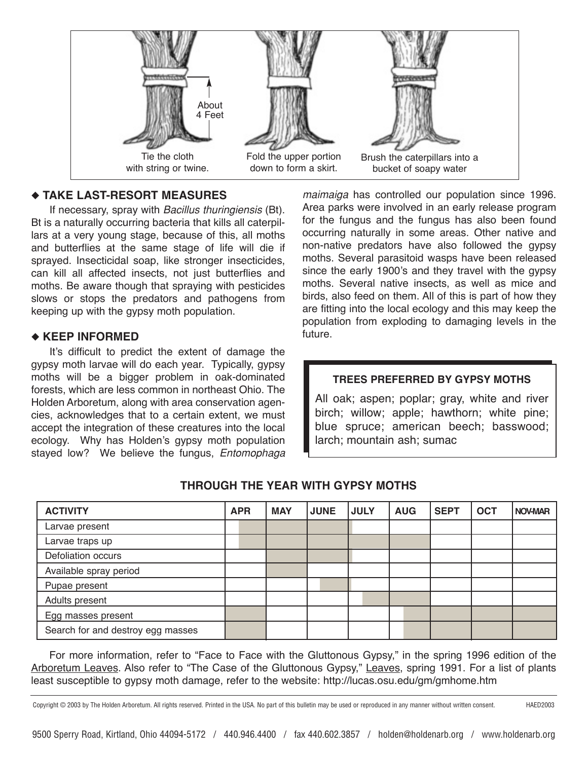About
4 Feet

Tie the cloth
with string or twine.

Fold the upper portion
down to form a skirt.

Brush the caterpillars into a
bucket of soapy water

### ◆ TAKE LAST-RESORT MEASURES

If necessary, spray with *Bacillus thuringiensis* (Bt). Bt is a naturally occurring bacteria that kills all caterpillars at a very young stage, because of this, all moths and butterflies at the same stage of life will die if sprayed. Insecticidal soap, like stronger insecticides, can kill all affected insects, not just butterflies and moths. Be aware though that spraying with pesticides slows or stops the predators and pathogens from keeping up with the gypsy moth population.

### ◆ KEEP INFORMED

It's difficult to predict the extent of damage the gypsy moth larvae will do each year. Typically, gypsy moths will be a bigger problem in oak-dominated forests, which are less common in northeast Ohio. The Holden Arboretum, along with area conservation agencies, acknowledges that to a certain extent, we must accept the integration of these creatures into the local ecology. Why has Holden's gypsy moth population stayed low? We believe the fungus, *Entomophaga maimaiga* has controlled our population since 1996. Area parks were involved in an early release program for the fungus and the fungus has also been found occurring naturally in some areas. Other native and non-native predators have also followed the gypsy moths. Several parasitoid wasps have been released since the early 1900's and they travel with the gypsy moths. Several native insects, as well as mice and birds, also feed on them. All of this is part of how they are fitting into the local ecology and this may keep the population from exploding to damaging levels in the future.

**TREES PREFERRED BY GYPSY MOTHS**

All oak; aspen; poplar; gray, white and river birch; willow; apple; hawthorn; white pine; blue spruce; american beech; basswood; larch; mountain ash; sumac

## THROUGH THE YEAR WITH GYPSY MOTHS

| ACTIVITY | APR | MAY | JUNE | JULY | AUG | SEPT | OCT | NOV-MAR |
|---|---|---|---|---|---|---|---|---|
| Larvae present | | | | | | | | |
| Larvae traps up | | | | | | | | |
| Defoliation occurs | | | | | | | | |
| Available spray period | | | | | | | | |
| Pupae present | | | | | | | | |
| Adults present | | | | | | | | |
| Egg masses present | | | | | | | | |
| Search for and destroy egg masses | | | | | | | | |

For more information, refer to "Face to Face with the Gluttonous Gypsy," in the spring 1996 edition of the Arboretum Leaves. Also refer to "The Case of the Gluttonous Gypsy," Leaves, spring 1991. For a list of plants least susceptible to gypsy moth damage, refer to the website: http://lucas.osu.edu/gm/gmhome.htm

Copyright © 2003 by The Holden Arboretum. All rights reserved. Printed in the USA. No part of this bulletin may be used or reproduced in any manner without written consent. HAED2003

9500 Sperry Road, Kirtland, Ohio 44094-5172 / 440.946.4400 / fax 440.602.3857 / holden@holdenarb.org / www.holdenarb.org